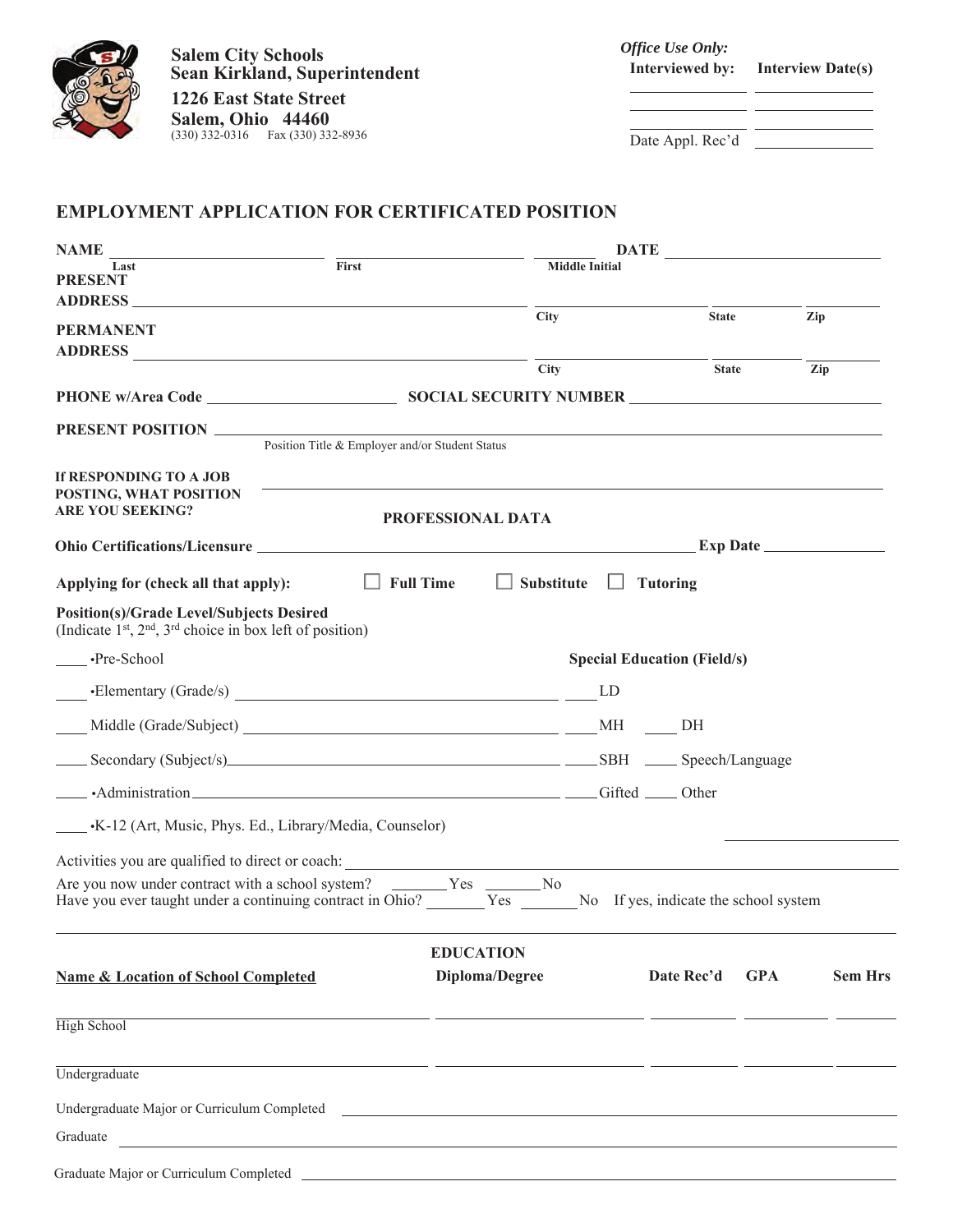**Salem City Schools**
**Sean Kirkland, Superintendent**
**1226 East State Street**
**Salem, Ohio 44460**
(330) 332-0316 Fax (330) 332-8936

*Office Use Only:*
**Interviewed by:** ____________ **Interview Date(s)** ____________
____________ ____________
____________ ____________
Date Appl. Rec'd ____________

## EMPLOYMENT APPLICATION FOR CERTIFICATED POSITION

**NAME** ______________________ ______________________ ________ **DATE** ______________________
Last First Middle Initial

**PRESENT ADDRESS** ______________________________________ ____________ ________ ________
City State Zip

**PERMANENT ADDRESS** ______________________________________ ____________ ________ ________
City State Zip

**PHONE w/Area Code** ______________________ **SOCIAL SECURITY NUMBER** ______________________

**PRESENT POSITION** ______________________________________________________
Position Title & Employer and/or Student Status

**If RESPONDING TO A JOB POSTING, WHAT POSITION ARE YOU SEEKING?** ______________________________________

### PROFESSIONAL DATA

**Ohio Certifications/Licensure** ______________________________________ **Exp Date** ______________

**Applying for (check all that apply):** ☐ **Full Time** ☐ **Substitute** ☐ **Tutoring**

**Position(s)/Grade Level/Subjects Desired**
(Indicate 1st, 2nd, 3rd choice in box left of position)

____ •Pre-School

____ •Elementary (Grade/s) ______________________________

____ Middle (Grade/Subject) ______________________________

____ Secondary (Subject/s) ______________________________

____ •Administration ______________________________

____ •K-12 (Art, Music, Phys. Ed., Library/Media, Counselor)

**Special Education (Field/s)**

____ LD

____ MH ____ DH

____ SBH ____ Speech/Language

____ Gifted ____ Other ______________

Activities you are qualified to direct or coach: ______________________________________________

Are you now under contract with a school system? ______ Yes ______ No
Have you ever taught under a continuing contract in Ohio? ______ Yes ______ No If yes, indicate the school system
______________________________________________________

### EDUCATION

| Name & Location of School Completed | Diploma/Degree | Date Rec'd | GPA | Sem Hrs |
|---|---|---|---|---|
| High School | | | | |
| Undergraduate | | | | |

Undergraduate Major or Curriculum Completed ______________________________________________

Graduate ______________________________________________

Graduate Major or Curriculum Completed ______________________________________________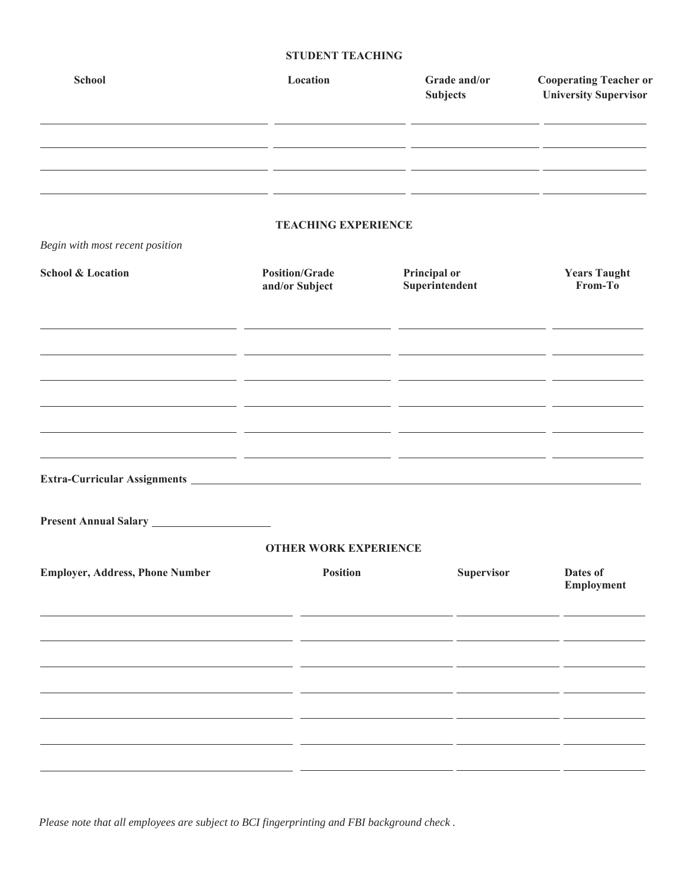## STUDENT TEACHING

| School | Location | Grade and/or Subjects | Cooperating Teacher or University Supervisor |
| --- | --- | --- | --- |
| | | | |
| | | | |
| | | | |
| | | | |

## TEACHING EXPERIENCE

*Begin with most recent position*

| School & Location | Position/Grade and/or Subject | Principal or Superintendent | Years Taught From-To |
| --- | --- | --- | --- |
| | | | |
| | | | |
| | | | |
| | | | |
| | | | |
| | | | |

**Extra-Curricular Assignments** ____________________

**Present Annual Salary** ____________________

## OTHER WORK EXPERIENCE

| Employer, Address, Phone Number | Position | Supervisor | Dates of Employment |
| --- | --- | --- | --- |
| | | | |
| | | | |
| | | | |
| | | | |
| | | | |
| | | | |
| | | | |

*Please note that all employees are subject to BCI fingerprinting and FBI background check .*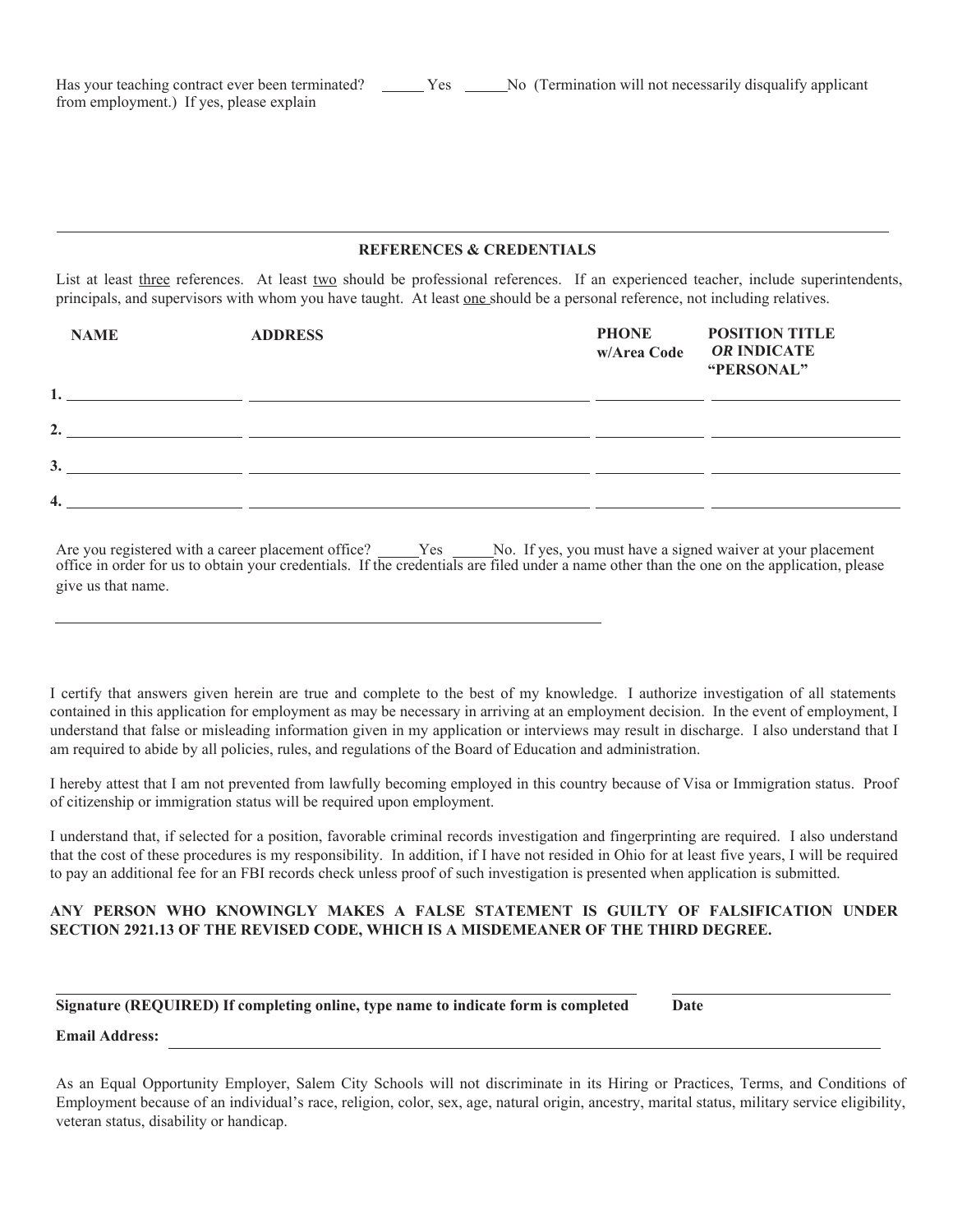Has your teaching contract ever been terminated? _____ Yes _____ No (Termination will not necessarily disqualify applicant from employment.) If yes, please explain

---

**REFERENCES & CREDENTIALS**

List at least <u>three</u> references. At least <u>two</u> should be professional references. If an experienced teacher, include superintendents, principals, and supervisors with whom you have taught. At least <u>one</u> should be a personal reference, not including relatives.

| | NAME | ADDRESS | PHONE w/Area Code | POSITION TITLE *OR* INDICATE "PERSONAL" |
|---|---|---|---|---|
| 1. | | | | |
| 2. | | | | |
| 3. | | | | |
| 4. | | | | |

Are you registered with a career placement office? _____Yes _____No. If yes, you must have a signed waiver at your placement office in order for us to obtain your credentials. If the credentials are filed under a name other than the one on the application, please give us that name.

_______________________________________________

I certify that answers given herein are true and complete to the best of my knowledge. I authorize investigation of all statements contained in this application for employment as may be necessary in arriving at an employment decision. In the event of employment, I understand that false or misleading information given in my application or interviews may result in discharge. I also understand that I am required to abide by all policies, rules, and regulations of the Board of Education and administration.

I hereby attest that I am not prevented from lawfully becoming employed in this country because of Visa or Immigration status. Proof of citizenship or immigration status will be required upon employment.

I understand that, if selected for a position, favorable criminal records investigation and fingerprinting are required. I also understand that the cost of these procedures is my responsibility. In addition, if I have not resided in Ohio for at least five years, I will be required to pay an additional fee for an FBI records check unless proof of such investigation is presented when application is submitted.

**ANY PERSON WHO KNOWINGLY MAKES A FALSE STATEMENT IS GUILTY OF FALSIFICATION UNDER SECTION 2921.13 OF THE REVISED CODE, WHICH IS A MISDEMEANER OF THE THIRD DEGREE.**

_______________________________________________ _______________________

**Signature (REQUIRED) If completing online, type name to indicate form is completed** **Date**

**Email Address:** _______________________________________________

As an Equal Opportunity Employer, Salem City Schools will not discriminate in its Hiring or Practices, Terms, and Conditions of Employment because of an individual's race, religion, color, sex, age, natural origin, ancestry, marital status, military service eligibility, veteran status, disability or handicap.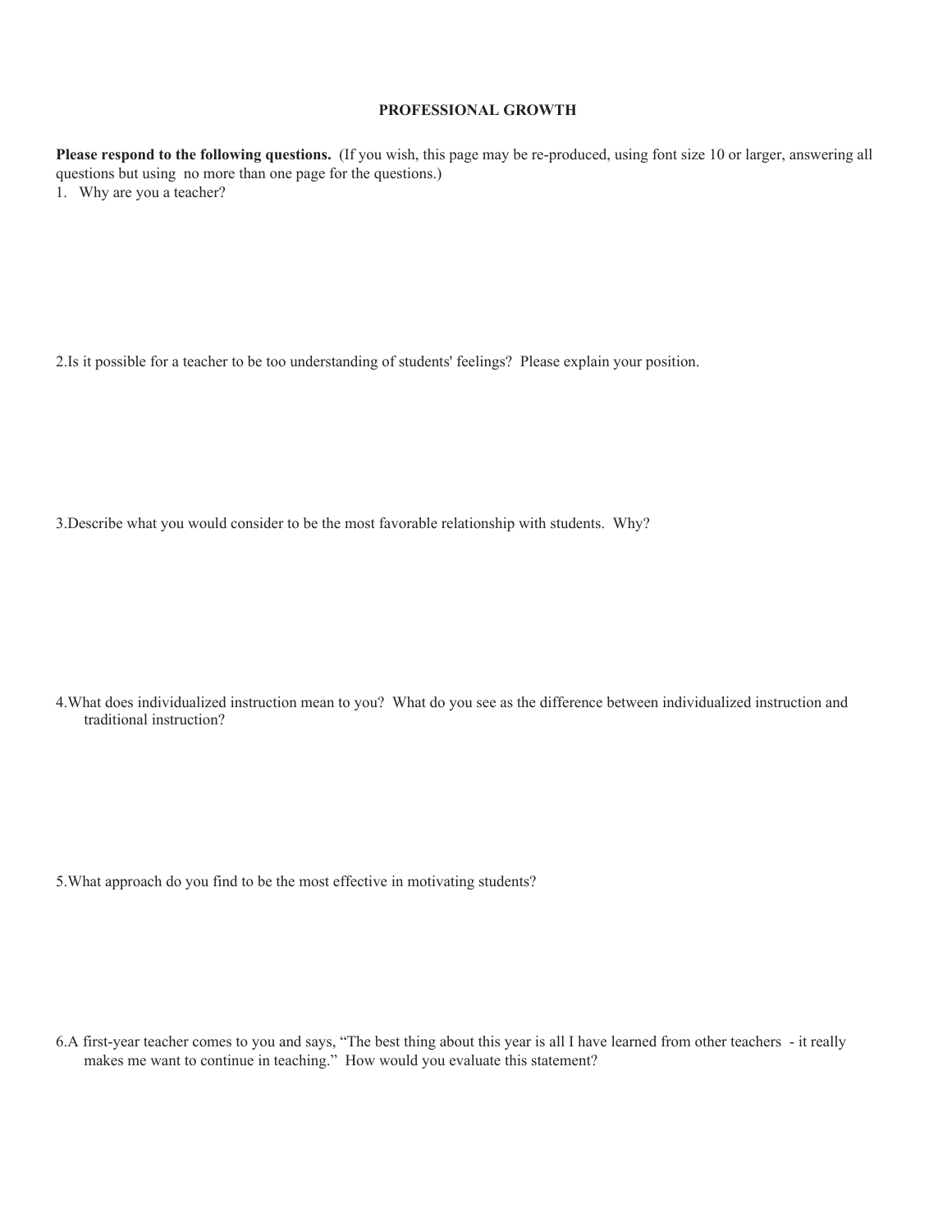## PROFESSIONAL GROWTH

**Please respond to the following questions.** (If you wish, this page may be re-produced, using font size 10 or larger, answering all questions but using no more than one page for the questions.)

1. Why are you a teacher?

2. Is it possible for a teacher to be too understanding of students' feelings? Please explain your position.

3. Describe what you would consider to be the most favorable relationship with students. Why?

4. What does individualized instruction mean to you? What do you see as the difference between individualized instruction and traditional instruction?

5. What approach do you find to be the most effective in motivating students?

6. A first-year teacher comes to you and says, "The best thing about this year is all I have learned from other teachers - it really makes me want to continue in teaching." How would you evaluate this statement?